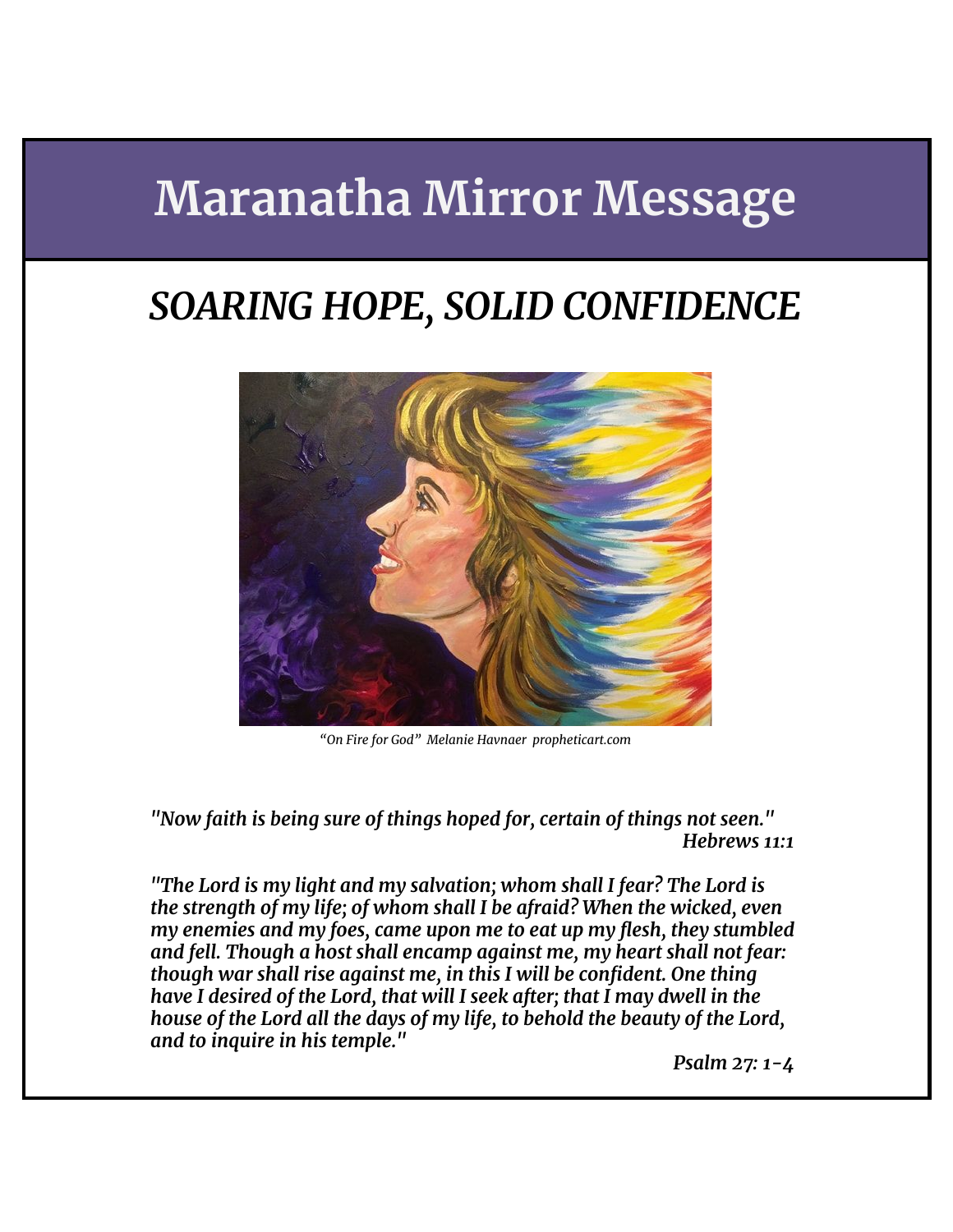# Maranatha Mirror Message

## *SOARING HOPE, SOLID CONFIDENCE*

*"On Fire for God" Melanie Havnaer propheticart.com*

***"Now faith is being sure of things hoped for, certain of things not seen."***
***Hebrews 11:1***

***"The Lord is my light and my salvation; whom shall I fear? The Lord is the strength of my life; of whom shall I be afraid? When the wicked, even my enemies and my foes, came upon me to eat up my flesh, they stumbled and fell. Though a host shall encamp against me, my heart shall not fear: though war shall rise against me, in this I will be confident. One thing have I desired of the Lord, that will I seek after; that I may dwell in the house of the Lord all the days of my life, to behold the beauty of the Lord, and to inquire in his temple."***

***Psalm 27: 1-4***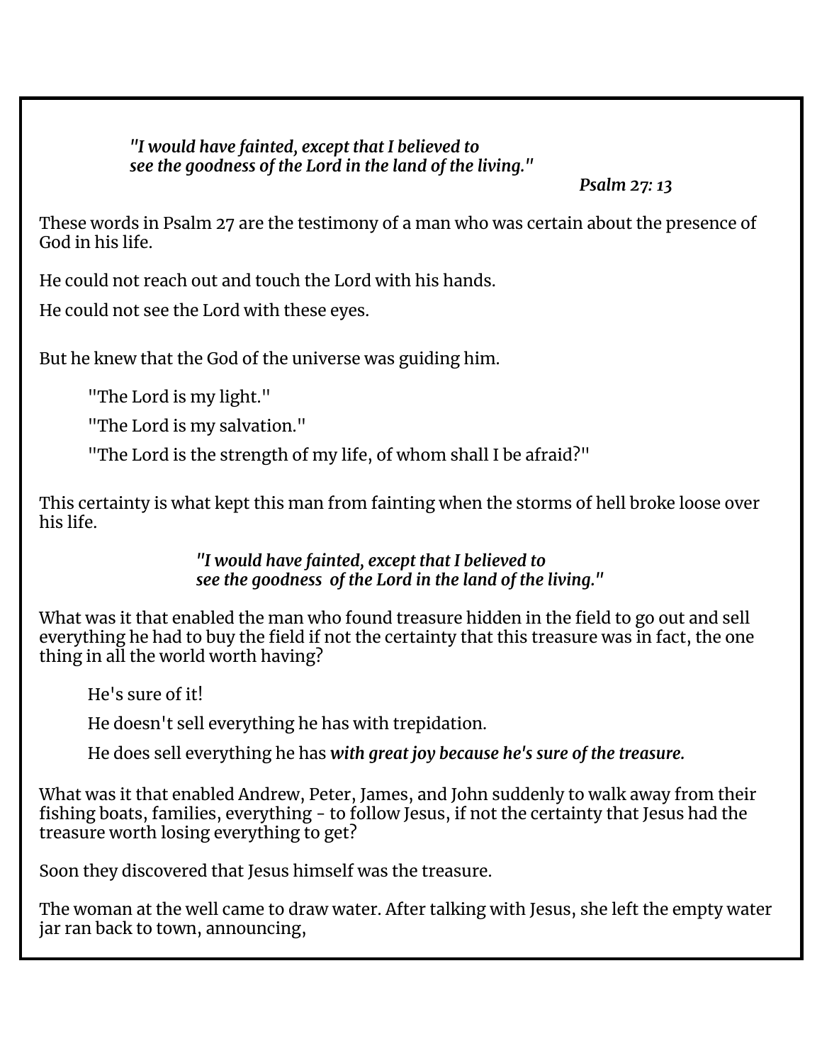*"I would have fainted, except that I believed to*
*see the goodness of the Lord in the land of the living."*

*Psalm 27: 13*

These words in Psalm 27 are the testimony of a man who was certain about the presence of God in his life.

He could not reach out and touch the Lord with his hands.

He could not see the Lord with these eyes.

But he knew that the God of the universe was guiding him.

> "The Lord is my light."
>
> "The Lord is my salvation."
>
> "The Lord is the strength of my life, of whom shall I be afraid?"

This certainty is what kept this man from fainting when the storms of hell broke loose over his life.

*"I would have fainted, except that I believed to*
*see the goodness of the Lord in the land of the living."*

What was it that enabled the man who found treasure hidden in the field to go out and sell everything he had to buy the field if not the certainty that this treasure was in fact, the one thing in all the world worth having?

> He's sure of it!
>
> He doesn't sell everything he has with trepidation.
>
> He does sell everything he has ***with great joy because he's sure of the treasure.***

What was it that enabled Andrew, Peter, James, and John suddenly to walk away from their fishing boats, families, everything - to follow Jesus, if not the certainty that Jesus had the treasure worth losing everything to get?

Soon they discovered that Jesus himself was the treasure.

The woman at the well came to draw water. After talking with Jesus, she left the empty water jar ran back to town, announcing,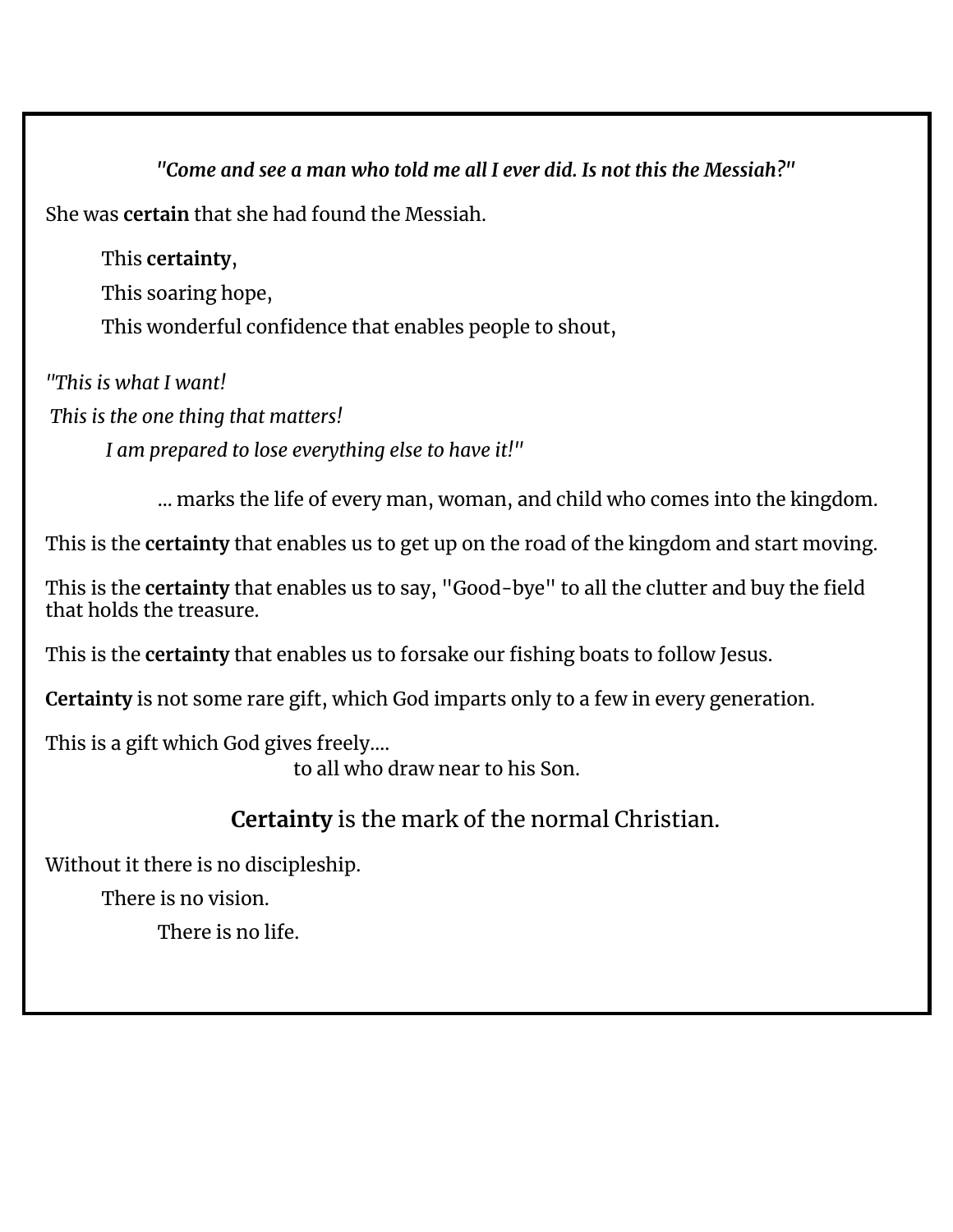***"Come and see a man who told me all I ever did. Is not this the Messiah?"***

She was **certain** that she had found the Messiah.

This **certainty**,

This soaring hope,

This wonderful confidence that enables people to shout,

*"This is what I want!*

*This is the one thing that matters!*

*I am prepared to lose everything else to have it!"*

... marks the life of every man, woman, and child who comes into the kingdom.

This is the **certainty** that enables us to get up on the road of the kingdom and start moving.

This is the **certainty** that enables us to say, "Good-bye" to all the clutter and buy the field that holds the treasure.

This is the **certainty** that enables us to forsake our fishing boats to follow Jesus.

**Certainty** is not some rare gift, which God imparts only to a few in every generation.

This is a gift which God gives freely....
to all who draw near to his Son.

**Certainty** is the mark of the normal Christian.

Without it there is no discipleship.

There is no vision.

There is no life.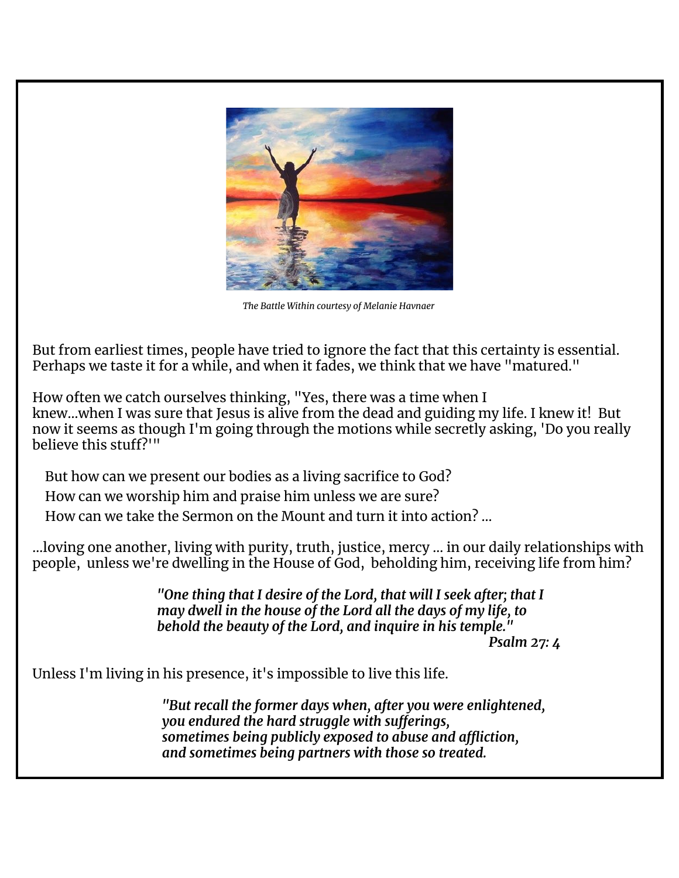*The Battle Within courtesy of Melanie Havnaer*

But from earliest times, people have tried to ignore the fact that this certainty is essential. Perhaps we taste it for a while, and when it fades, we think that we have "matured."

How often we catch ourselves thinking, "Yes, there was a time when I knew...when I was sure that Jesus is alive from the dead and guiding my life. I knew it! But now it seems as though I'm going through the motions while secretly asking, 'Do you really believe this stuff?'"

But how can we present our bodies as a living sacrifice to God?
How can we worship him and praise him unless we are sure?
How can we take the Sermon on the Mount and turn it into action? ...

...loving one another, living with purity, truth, justice, mercy ... in our daily relationships with people, unless we're dwelling in the House of God, beholding him, receiving life from him?

> ***"One thing that I desire of the Lord, that will I seek after; that I may dwell in the house of the Lord all the days of my life, to behold the beauty of the Lord, and inquire in his temple."***
> ***Psalm 27: 4***

Unless I'm living in his presence, it's impossible to live this life.

> ***"But recall the former days when, after you were enlightened,***
> ***you endured the hard struggle with sufferings,***
> ***sometimes being publicly exposed to abuse and affliction,***
> ***and sometimes being partners with those so treated.***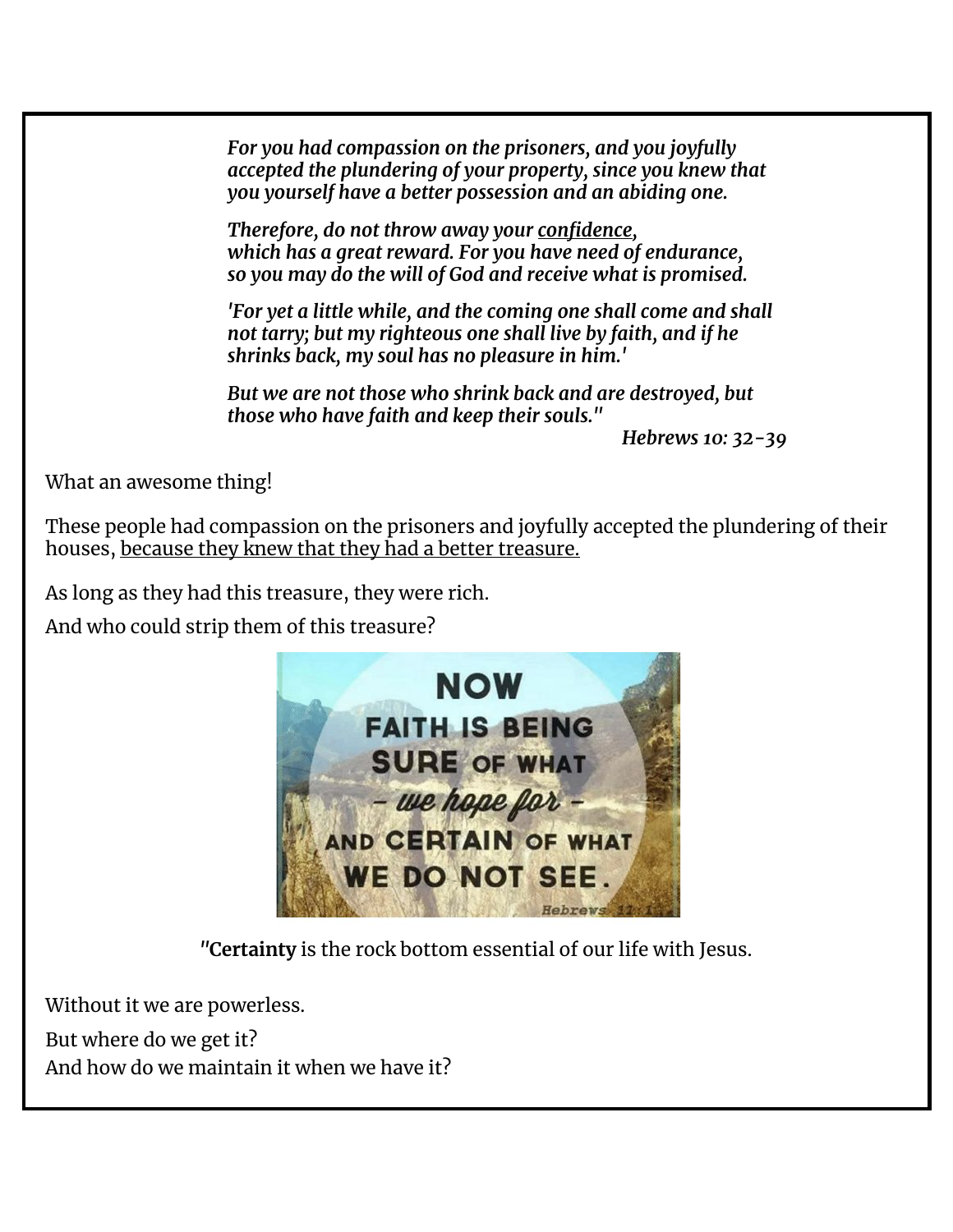*For you had compassion on the prisoners, and you joyfully accepted the plundering of your property, since you knew that you yourself have a better possession and an abiding one.*

*Therefore, do not throw away your confidence, which has a great reward. For you have need of endurance, so you may do the will of God and receive what is promised.*

*'For yet a little while, and the coming one shall come and shall not tarry; but my righteous one shall live by faith, and if he shrinks back, my soul has no pleasure in him.'*

*But we are not those who shrink back and are destroyed, but those who have faith and keep their souls."*

*Hebrews 10: 32-39*

What an awesome thing!

These people had compassion on the prisoners and joyfully accepted the plundering of their houses, because they knew that they had a better treasure.

As long as they had this treasure, they were rich.

And who could strip them of this treasure?

NOW FAITH IS BEING SURE OF WHAT – *we hope for* – AND CERTAIN OF WHAT WE DO NOT SEE.

Hebrews 11:1

"**Certainty** is the rock bottom essential of our life with Jesus.

Without it we are powerless.

But where do we get it?
And how do we maintain it when we have it?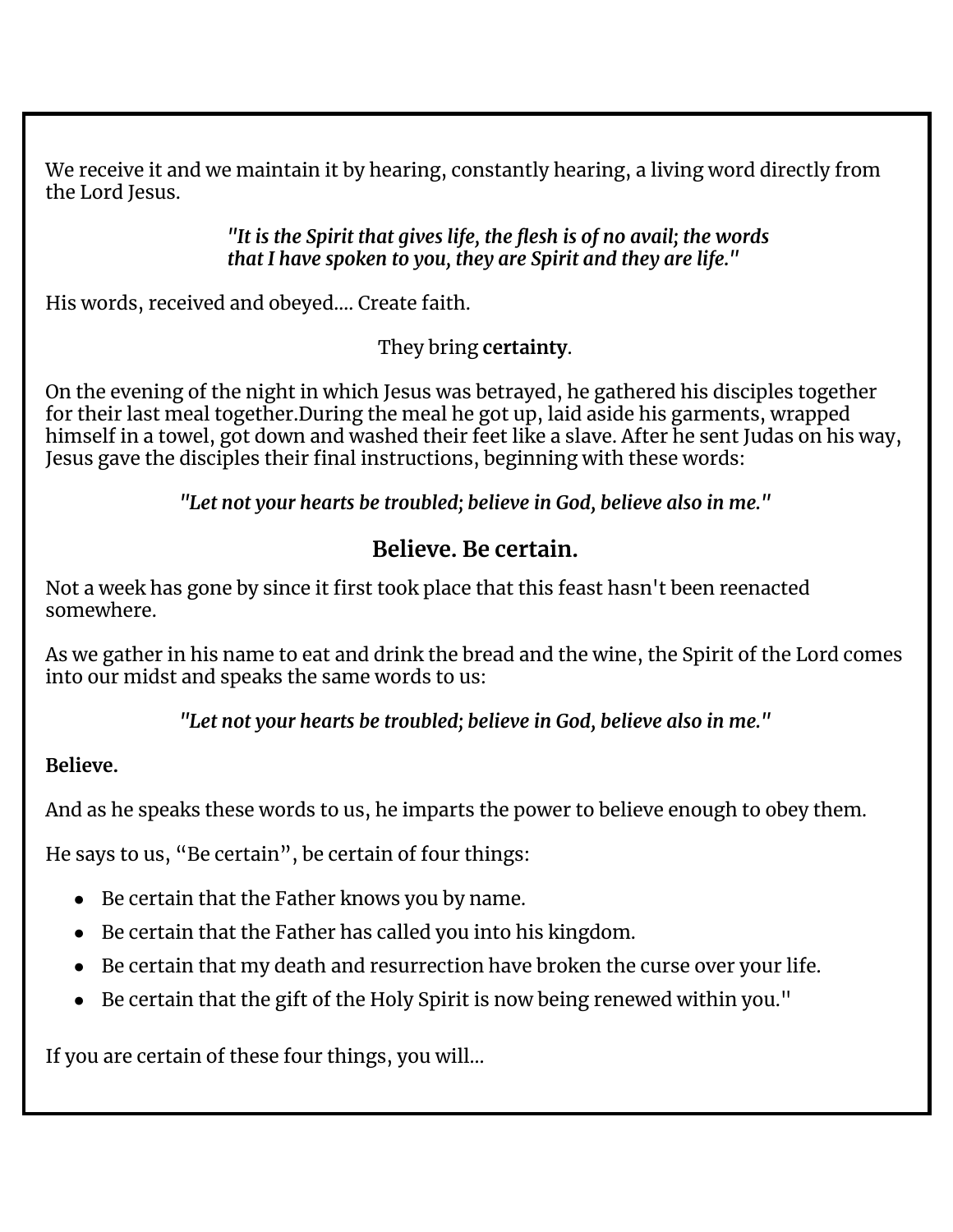We receive it and we maintain it by hearing, constantly hearing, a living word directly from the Lord Jesus.

*"It is the Spirit that gives life, the flesh is of no avail; the words that I have spoken to you, they are Spirit and they are life."*

His words, received and obeyed…. Create faith.

They bring **certainty**.

On the evening of the night in which Jesus was betrayed, he gathered his disciples together for their last meal together.During the meal he got up, laid aside his garments, wrapped himself in a towel, got down and washed their feet like a slave. After he sent Judas on his way, Jesus gave the disciples their final instructions, beginning with these words:

*"Let not your hearts be troubled; believe in God, believe also in me."*

## Believe. Be certain.

Not a week has gone by since it first took place that this feast hasn't been reenacted somewhere.

As we gather in his name to eat and drink the bread and the wine, the Spirit of the Lord comes into our midst and speaks the same words to us:

*"Let not your hearts be troubled; believe in God, believe also in me."*

**Believe.**

And as he speaks these words to us, he imparts the power to believe enough to obey them.

He says to us, "Be certain", be certain of four things:

- Be certain that the Father knows you by name.
- Be certain that the Father has called you into his kingdom.
- Be certain that my death and resurrection have broken the curse over your life.
- Be certain that the gift of the Holy Spirit is now being renewed within you."

If you are certain of these four things, you will…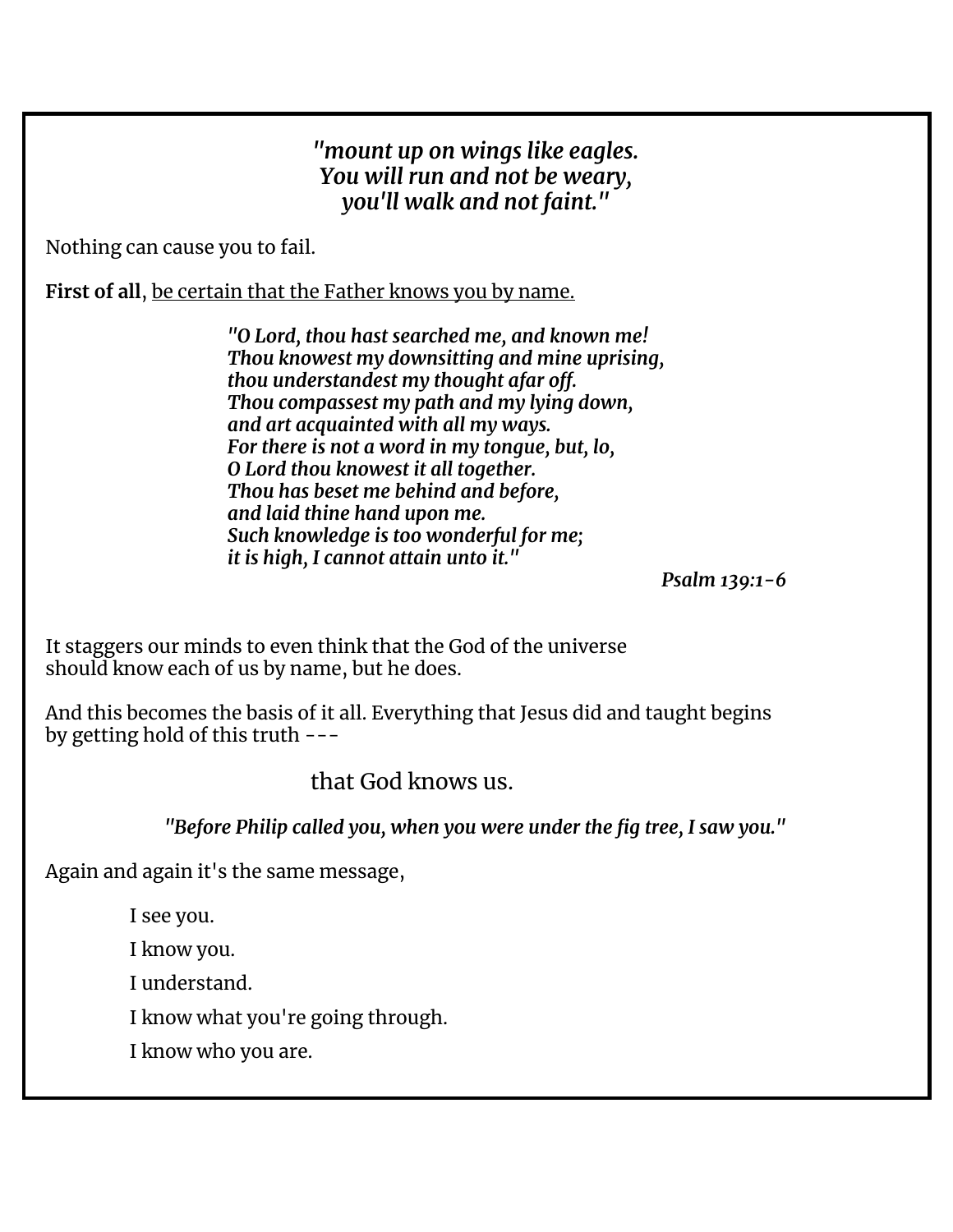*"mount up on wings like eagles.*
*You will run and not be weary,*
*you'll walk and not faint."*

Nothing can cause you to fail.

**First of all**, <u>be certain that the Father knows you by name.</u>

> ***"O Lord, thou hast searched me, and known me!***
> ***Thou knowest my downsitting and mine uprising,***
> ***thou understandest my thought afar off.***
> ***Thou compassest my path and my lying down,***
> ***and art acquainted with all my ways.***
> ***For there is not a word in my tongue, but, lo,***
> ***O Lord thou knowest it all together.***
> ***Thou has beset me behind and before,***
> ***and laid thine hand upon me.***
> ***Such knowledge is too wonderful for me;***
> ***it is high, I cannot attain unto it."***
>
> ***Psalm 139:1-6***

It staggers our minds to even think that the God of the universe should know each of us by name, but he does.

And this becomes the basis of it all. Everything that Jesus did and taught begins by getting hold of this truth ---

that God knows us.

***"Before Philip called you, when you were under the fig tree, I saw you."***

Again and again it's the same message,

I see you.

I know you.

I understand.

I know what you're going through.

I know who you are.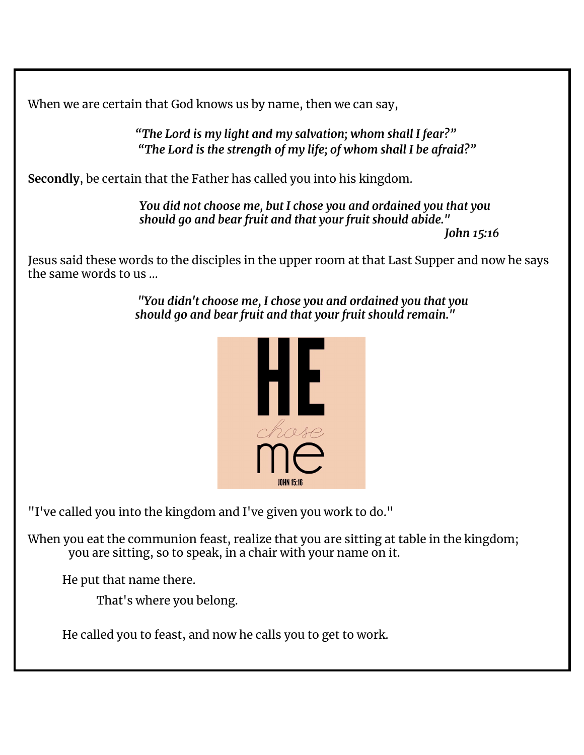When we are certain that God knows us by name, then we can say,

> ***"The Lord is my light and my salvation; whom shall I fear?"***
> ***"The Lord is the strength of my life; of whom shall I be afraid?"***

**Secondly**, <u>be certain that the Father has called you into his kingdom</u>.

> ***You did not choose me, but I chose you and ordained you that you should go and bear fruit and that your fruit should abide."***
>
> ***John 15:16***

Jesus said these words to the disciples in the upper room at that Last Supper and now he says the same words to us ...

> ***"You didn't choose me, I chose you and ordained you that you should go and bear fruit and that your fruit should remain."***

HE chose me
JOHN 15:16

"I've called you into the kingdom and I've given you work to do."

When you eat the communion feast, realize that you are sitting at table in the kingdom; you are sitting, so to speak, in a chair with your name on it.

He put that name there.

That's where you belong.

He called you to feast, and now he calls you to get to work.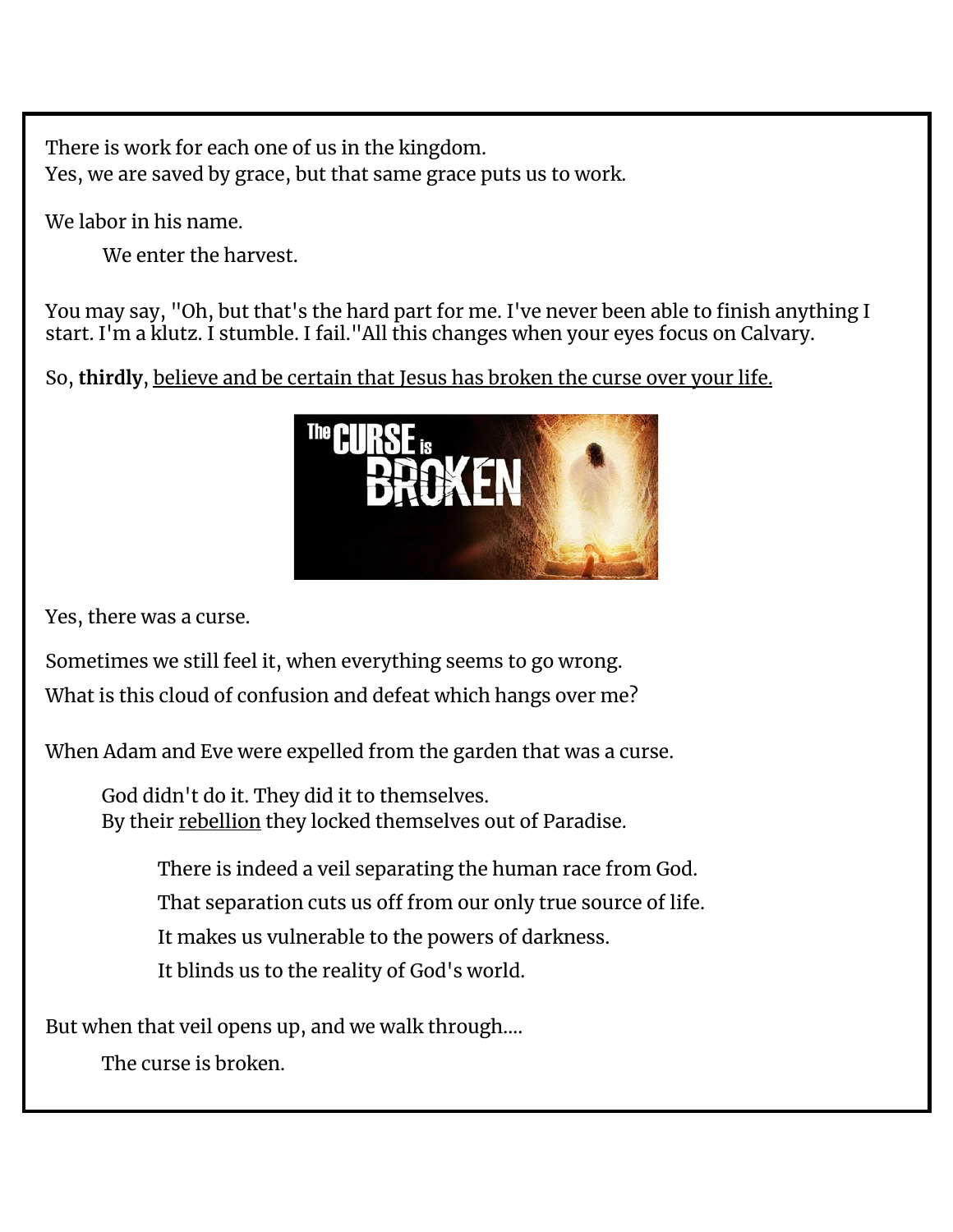There is work for each one of us in the kingdom.
Yes, we are saved by grace, but that same grace puts us to work.

We labor in his name.

We enter the harvest.

You may say, "Oh, but that's the hard part for me. I've never been able to finish anything I start. I'm a klutz. I stumble. I fail."All this changes when your eyes focus on Calvary.

So, **thirdly**, believe and be certain that Jesus has broken the curse over your life.

Yes, there was a curse.

Sometimes we still feel it, when everything seems to go wrong.
What is this cloud of confusion and defeat which hangs over me?

When Adam and Eve were expelled from the garden that was a curse.

God didn't do it. They did it to themselves.
By their rebellion they locked themselves out of Paradise.

There is indeed a veil separating the human race from God.
That separation cuts us off from our only true source of life.
It makes us vulnerable to the powers of darkness.
It blinds us to the reality of God's world.

But when that veil opens up, and we walk through....

The curse is broken.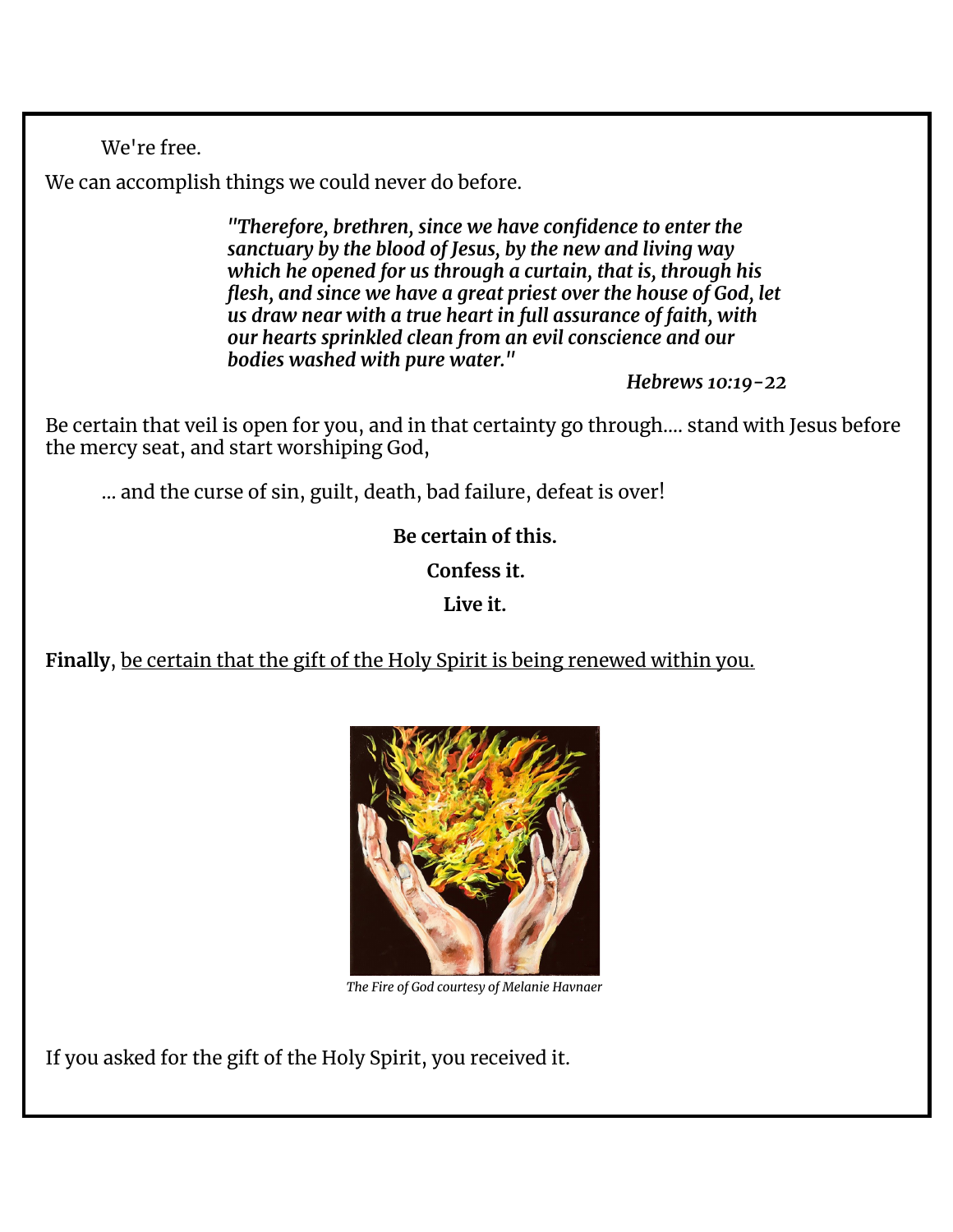We're free.

We can accomplish things we could never do before.

> ***"Therefore, brethren, since we have confidence to enter the sanctuary by the blood of Jesus, by the new and living way which he opened for us through a curtain, that is, through his flesh, and since we have a great priest over the house of God, let us draw near with a true heart in full assurance of faith, with our hearts sprinkled clean from an evil conscience and our bodies washed with pure water."***
>
> *Hebrews 10:19-22*

Be certain that veil is open for you, and in that certainty go through.... stand with Jesus before the mercy seat, and start worshiping God,

... and the curse of sin, guilt, death, bad failure, defeat is over!

**Be certain of this.**

**Confess it.**

**Live it.**

**Finally**, <u>be certain that the gift of the Holy Spirit is being renewed within you.</u>

*The Fire of God courtesy of Melanie Havnaer*

If you asked for the gift of the Holy Spirit, you received it.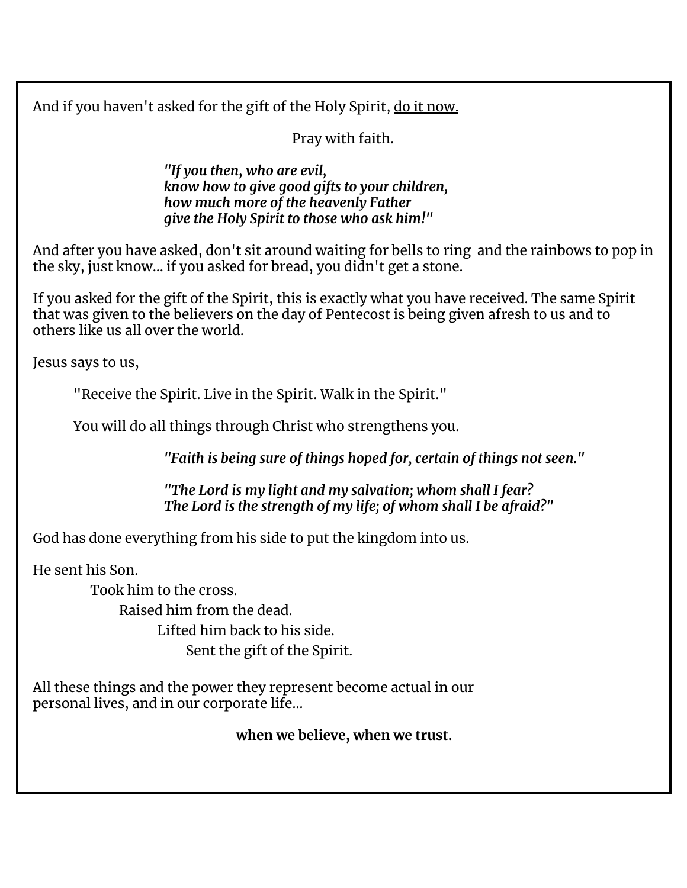And if you haven't asked for the gift of the Holy Spirit, <u>do it now.</u>

Pray with faith.

> ***"If you then, who are evil,***
> ***know how to give good gifts to your children,***
> ***how much more of the heavenly Father***
> ***give the Holy Spirit to those who ask him!"***

And after you have asked, don't sit around waiting for bells to ring  and the rainbows to pop in the sky, just know... if you asked for bread, you didn't get a stone.

If you asked for the gift of the Spirit, this is exactly what you have received. The same Spirit that was given to the believers on the day of Pentecost is being given afresh to us and to others like us all over the world.

Jesus says to us,

> "Receive the Spirit. Live in the Spirit. Walk in the Spirit."
>
> You will do all things through Christ who strengthens you.

> ***"Faith is being sure of things hoped for, certain of things not seen."***

> ***"The Lord is my light and my salvation; whom shall I fear?***
> ***The Lord is the strength of my life; of whom shall I be afraid?"***

God has done everything from his side to put the kingdom into us.

He sent his Son.
Took him to the cross.
Raised him from the dead.
Lifted him back to his side.
Sent the gift of the Spirit.

All these things and the power they represent become actual in our personal lives, and in our corporate life...

**when we believe, when we trust.**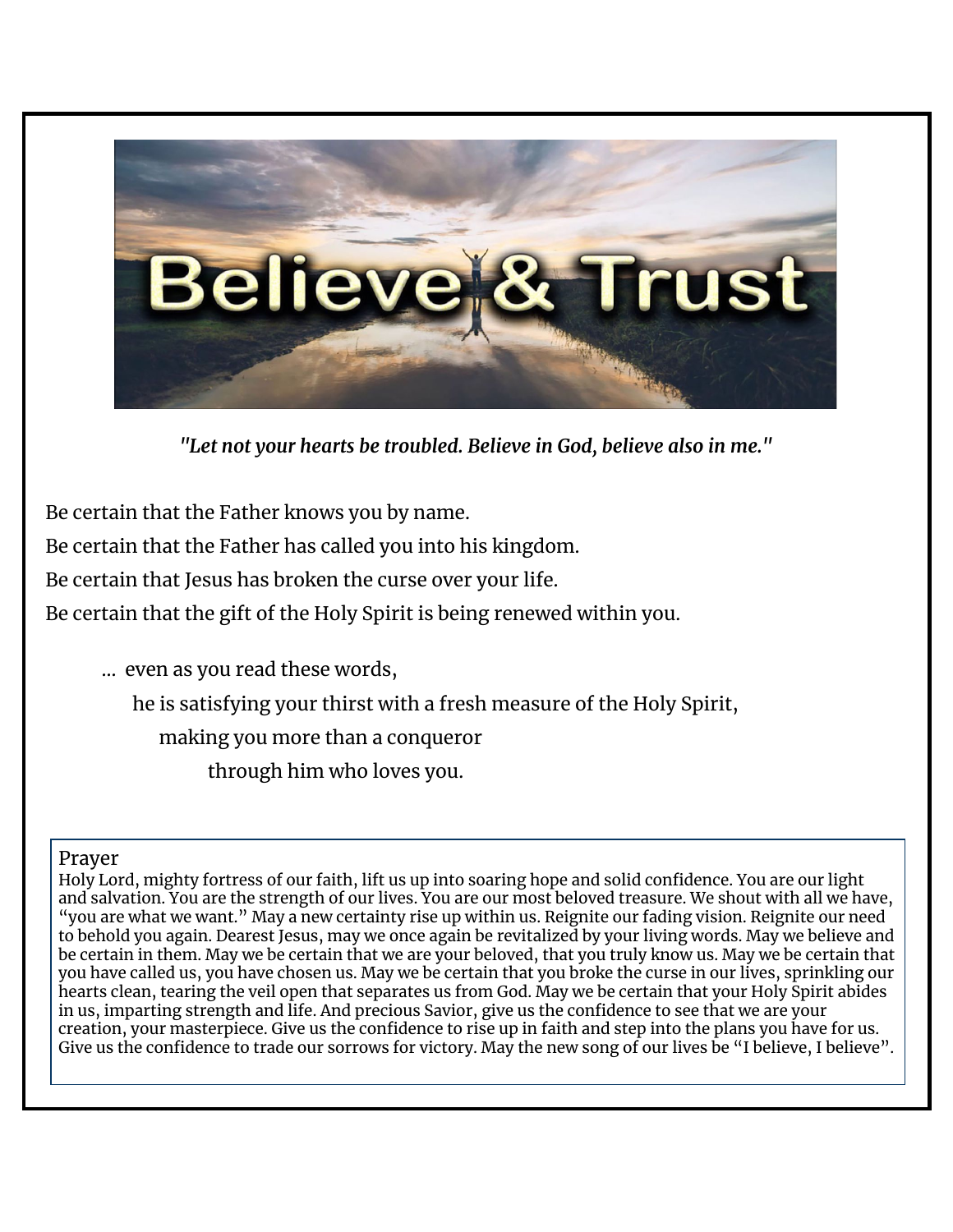# Believe & Trust

*"Let not your hearts be troubled. Believe in God, believe also in me."*

Be certain that the Father knows you by name.

Be certain that the Father has called you into his kingdom.

Be certain that Jesus has broken the curse over your life.

Be certain that the gift of the Holy Spirit is being renewed within you.

… even as you read these words,

he is satisfying your thirst with a fresh measure of the Holy Spirit,

making you more than a conqueror

through him who loves you.

Prayer

Holy Lord, mighty fortress of our faith, lift us up into soaring hope and solid confidence. You are our light and salvation. You are the strength of our lives. You are our most beloved treasure. We shout with all we have, "you are what we want." May a new certainty rise up within us. Reignite our fading vision. Reignite our need to behold you again. Dearest Jesus, may we once again be revitalized by your living words. May we believe and be certain in them. May we be certain that we are your beloved, that you truly know us. May we be certain that you have called us, you have chosen us. May we be certain that you broke the curse in our lives, sprinkling our hearts clean, tearing the veil open that separates us from God. May we be certain that your Holy Spirit abides in us, imparting strength and life. And precious Savior, give us the confidence to see that we are your creation, your masterpiece. Give us the confidence to rise up in faith and step into the plans you have for us. Give us the confidence to trade our sorrows for victory. May the new song of our lives be "I believe, I believe".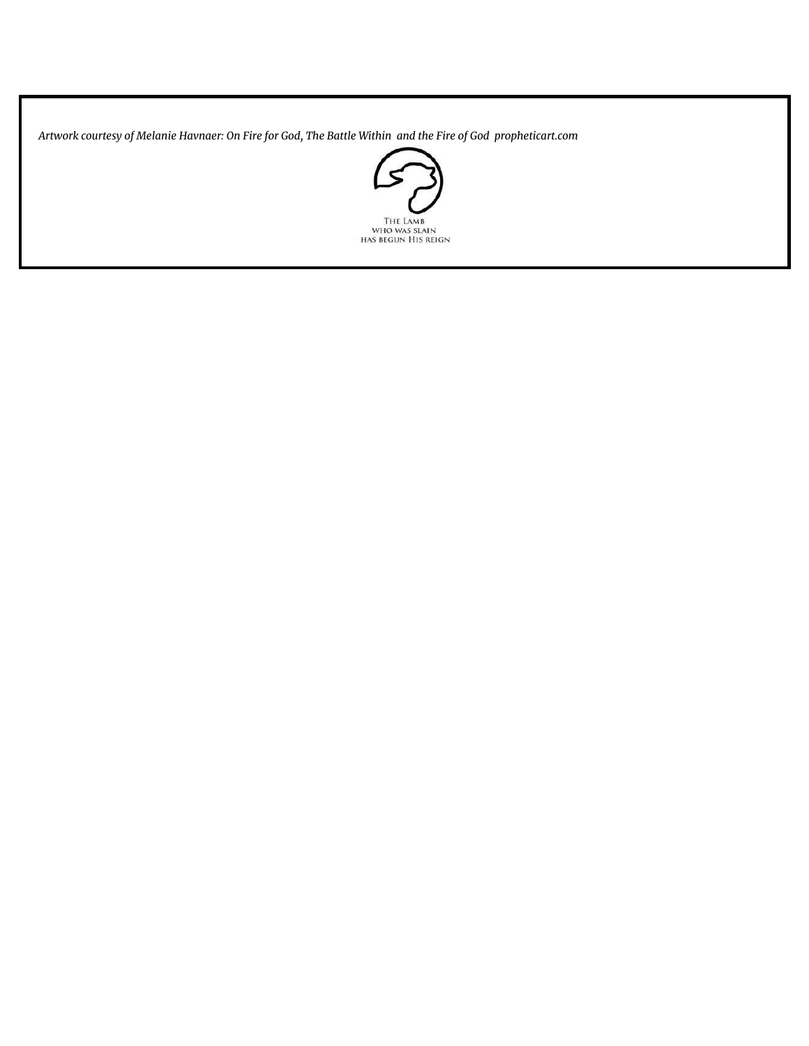*Artwork courtesy of Melanie Havnaer: On Fire for God, The Battle Within and the Fire of God propheticart.com*

THE LAMB
WHO WAS SLAIN
HAS BEGUN HIS REIGN